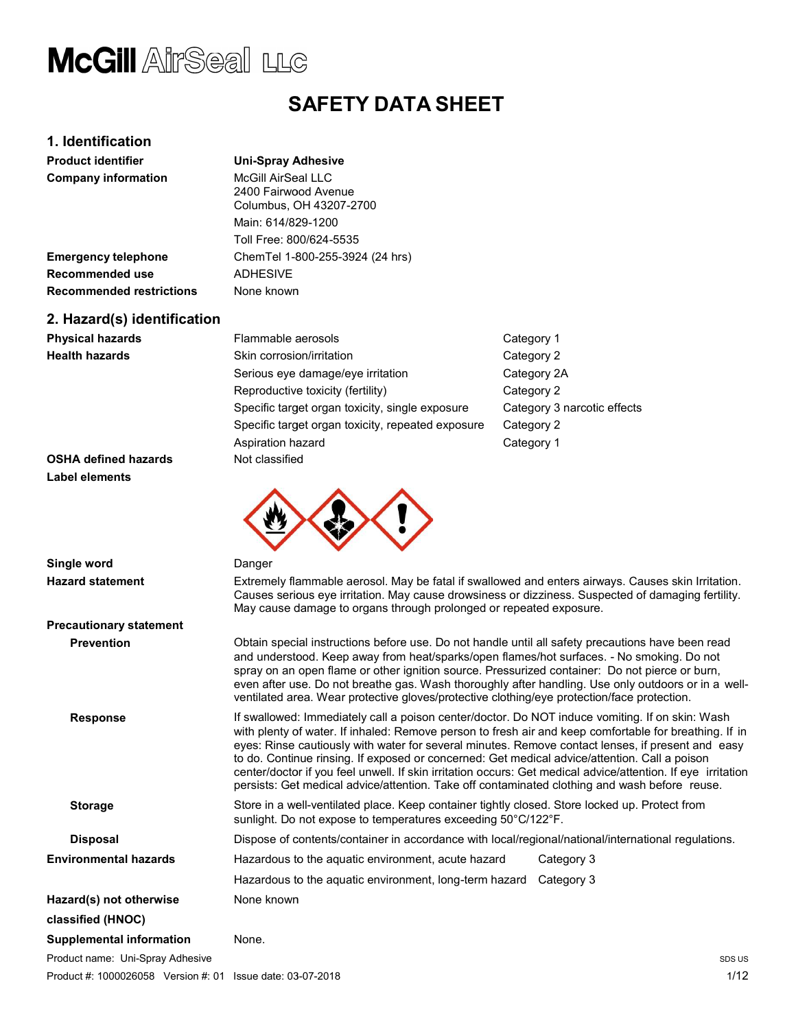McGill AirSeal LLC

# SAFETY DATA SHEET

## 1. Identification

| | |
|---|---|
| **Product identifier** | **Uni-Spray Adhesive** |
| **Company information** | McGill AirSeal LLC<br>2400 Fairwood Avenue<br>Columbus, OH 43207-2700<br>Main: 614/829-1200<br>Toll Free: 800/624-5535 |
| **Emergency telephone** | ChemTel 1-800-255-3924 (24 hrs) |
| **Recommended use** | ADHESIVE |
| **Recommended restrictions** | None known |

## 2. Hazard(s) identification

| | | |
|---|---|---|
| **Physical hazards** | Flammable aerosols | Category 1 |
| **Health hazards** | Skin corrosion/irritation | Category 2 |
| | Serious eye damage/eye irritation | Category 2A |
| | Reproductive toxicity (fertility) | Category 2 |
| | Specific target organ toxicity, single exposure | Category 3 narcotic effects |
| | Specific target organ toxicity, repeated exposure | Category 2 |
| | Aspiration hazard | Category 1 |
| **OSHA defined hazards** | Not classified | |

**Label elements**

**Single word** Danger

**Hazard statement** Extremely flammable aerosol. May be fatal if swallowed and enters airways. Causes skin Irritation. Causes serious eye irritation. May cause drowsiness or dizziness. Suspected of damaging fertility. May cause damage to organs through prolonged or repeated exposure.

**Precautionary statement**

**Prevention** Obtain special instructions before use. Do not handle until all safety precautions have been read and understood. Keep away from heat/sparks/open flames/hot surfaces. - No smoking. Do not spray on an open flame or other ignition source. Pressurized container: Do not pierce or burn, even after use. Do not breathe gas. Wash thoroughly after handling. Use only outdoors or in a well-ventilated area. Wear protective gloves/protective clothing/eye protection/face protection.

**Response** If swallowed: Immediately call a poison center/doctor. Do NOT induce vomiting. If on skin: Wash with plenty of water. If inhaled: Remove person to fresh air and keep comfortable for breathing. If in eyes: Rinse cautiously with water for several minutes. Remove contact lenses, if present and easy to do. Continue rinsing. If exposed or concerned: Get medical advice/attention. Call a poison center/doctor if you feel unwell. If skin irritation occurs: Get medical advice/attention. If eye irritation persists: Get medical advice/attention. Take off contaminated clothing and wash before reuse.

**Storage** Store in a well-ventilated place. Keep container tightly closed. Store locked up. Protect from sunlight. Do not expose to temperatures exceeding 50°C/122°F.

**Disposal** Dispose of contents/container in accordance with local/regional/national/international regulations.

| | | |
|---|---|---|
| **Environmental hazards** | Hazardous to the aquatic environment, acute hazard | Category 3 |
| | Hazardous to the aquatic environment, long-term hazard | Category 3 |

**Hazard(s) not otherwise classified (HNOC)** None known

**Supplemental information** None.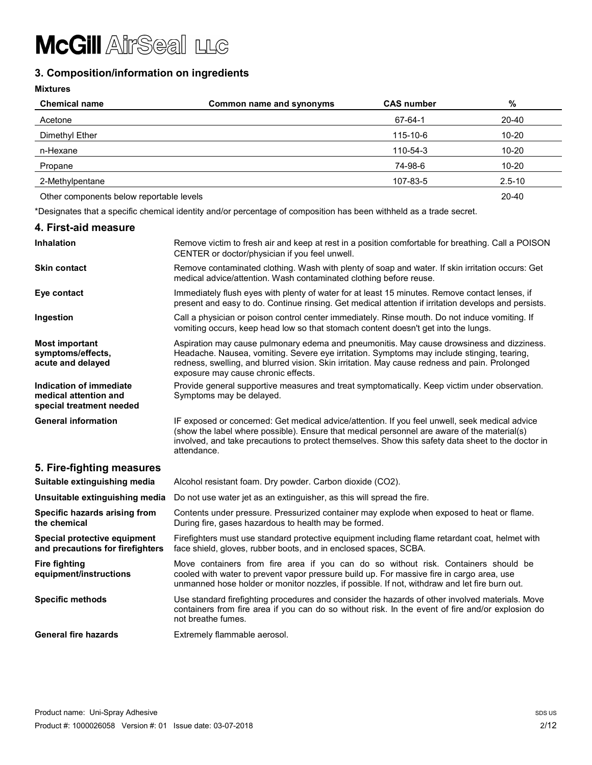## 3. Composition/information on ingredients

**Mixtures**

| Chemical name | Common name and synonyms | CAS number | % |
|---|---|---|---|
| Acetone | | 67-64-1 | 20-40 |
| Dimethyl Ether | | 115-10-6 | 10-20 |
| n-Hexane | | 110-54-3 | 10-20 |
| Propane | | 74-98-6 | 10-20 |
| 2-Methylpentane | | 107-83-5 | 2.5-10 |
| Other components below reportable levels | | | 20-40 |

*Designates that a specific chemical identity and/or percentage of composition has been withheld as a trade secret.

## 4. First-aid measure

**Inhalation**
Remove victim to fresh air and keep at rest in a position comfortable for breathing. Call a POISON CENTER or doctor/physician if you feel unwell.

**Skin contact**
Remove contaminated clothing. Wash with plenty of soap and water. If skin irritation occurs: Get medical advice/attention. Wash contaminated clothing before reuse.

**Eye contact**
Immediately flush eyes with plenty of water for at least 15 minutes. Remove contact lenses, if present and easy to do. Continue rinsing. Get medical attention if irritation develops and persists.

**Ingestion**
Call a physician or poison control center immediately. Rinse mouth. Do not induce vomiting. If vomiting occurs, keep head low so that stomach content doesn't get into the lungs.

**Most important symptoms/effects, acute and delayed**
Aspiration may cause pulmonary edema and pneumonitis. May cause drowsiness and dizziness. Headache. Nausea, vomiting. Severe eye irritation. Symptoms may include stinging, tearing, redness, swelling, and blurred vision. Skin irritation. May cause redness and pain. Prolonged exposure may cause chronic effects.

**Indication of immediate medical attention and special treatment needed**
Provide general supportive measures and treat symptomatically. Keep victim under observation. Symptoms may be delayed.

**General information**
IF exposed or concerned: Get medical advice/attention. If you feel unwell, seek medical advice (show the label where possible). Ensure that medical personnel are aware of the material(s) involved, and take precautions to protect themselves. Show this safety data sheet to the doctor in attendance.

## 5. Fire-fighting measures

**Suitable extinguishing media**
Alcohol resistant foam. Dry powder. Carbon dioxide ($CO_2$).

**Unsuitable extinguishing media**
Do not use water jet as an extinguisher, as this will spread the fire.

**Specific hazards arising from the chemical**
Contents under pressure. Pressurized container may explode when exposed to heat or flame. During fire, gases hazardous to health may be formed.

**Special protective equipment and precautions for firefighters**
Firefighters must use standard protective equipment including flame retardant coat, helmet with face shield, gloves, rubber boots, and in enclosed spaces, SCBA.

**Fire fighting equipment/instructions**
Move containers from fire area if you can do so without risk. Containers should be cooled with water to prevent vapor pressure build up. For massive fire in cargo area, use unmanned hose holder or monitor nozzles, if possible. If not, withdraw and let fire burn out.

**Specific methods**
Use standard firefighting procedures and consider the hazards of other involved materials. Move containers from fire area if you can do so without risk. In the event of fire and/or explosion do not breathe fumes.

**General fire hazards**
Extremely flammable aerosol.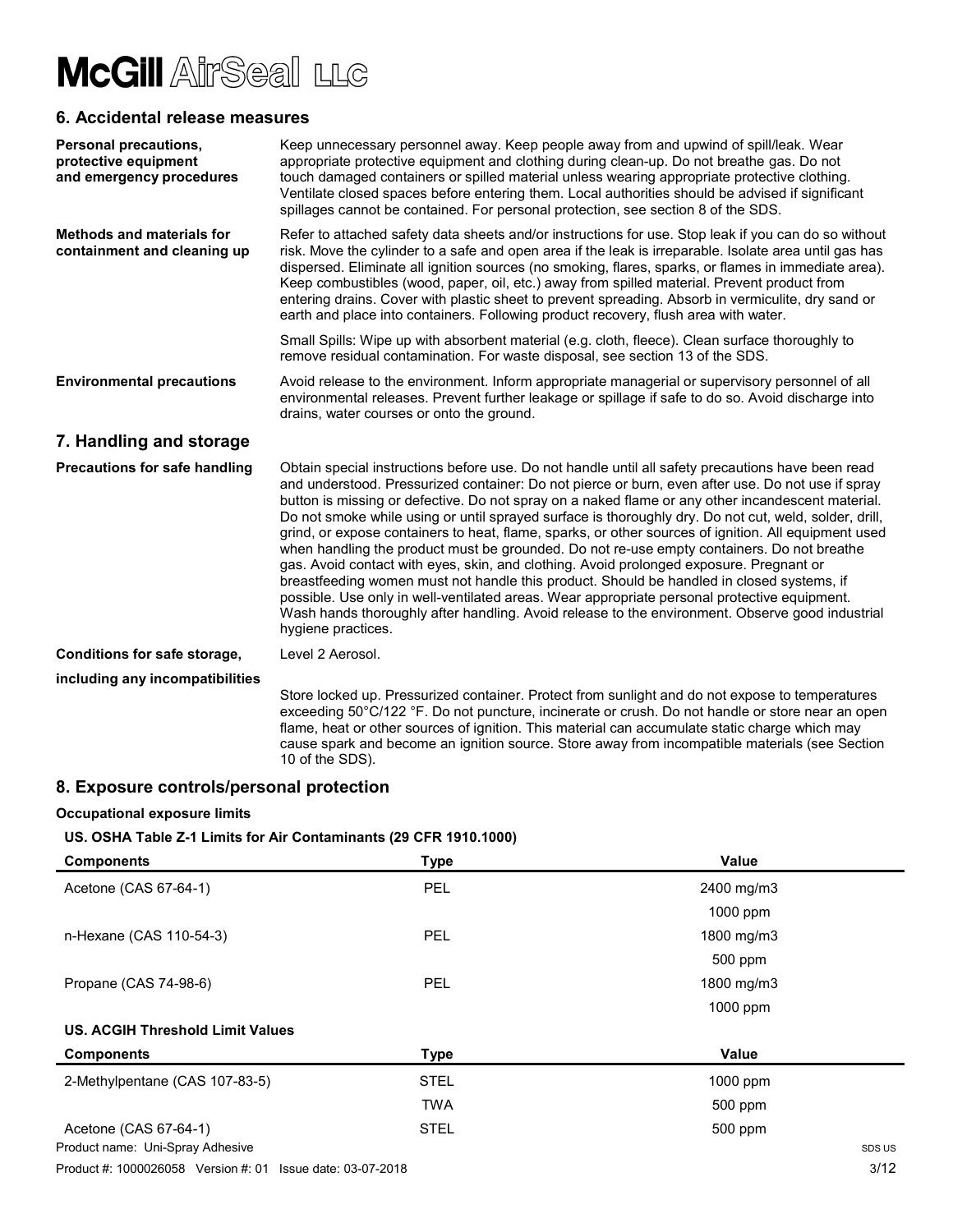## 6. Accidental release measures

**Personal precautions, protective equipment and emergency procedures**

Keep unnecessary personnel away. Keep people away from and upwind of spill/leak. Wear appropriate protective equipment and clothing during clean-up. Do not breathe gas. Do not touch damaged containers or spilled material unless wearing appropriate protective clothing. Ventilate closed spaces before entering them. Local authorities should be advised if significant spillages cannot be contained. For personal protection, see section 8 of the SDS.

**Methods and materials for containment and cleaning up**

Refer to attached safety data sheets and/or instructions for use. Stop leak if you can do so without risk. Move the cylinder to a safe and open area if the leak is irreparable. Isolate area until gas has dispersed. Eliminate all ignition sources (no smoking, flares, sparks, or flames in immediate area). Keep combustibles (wood, paper, oil, etc.) away from spilled material. Prevent product from entering drains. Cover with plastic sheet to prevent spreading. Absorb in vermiculite, dry sand or earth and place into containers. Following product recovery, flush area with water.

Small Spills: Wipe up with absorbent material (e.g. cloth, fleece). Clean surface thoroughly to remove residual contamination. For waste disposal, see section 13 of the SDS.

**Environmental precautions**

Avoid release to the environment. Inform appropriate managerial or supervisory personnel of all environmental releases. Prevent further leakage or spillage if safe to do so. Avoid discharge into drains, water courses or onto the ground.

## 7. Handling and storage

**Precautions for safe handling**

Obtain special instructions before use. Do not handle until all safety precautions have been read and understood. Pressurized container: Do not pierce or burn, even after use. Do not use if spray button is missing or defective. Do not spray on a naked flame or any other incandescent material. Do not smoke while using or until sprayed surface is thoroughly dry. Do not cut, weld, solder, drill, grind, or expose containers to heat, flame, sparks, or other sources of ignition. All equipment used when handling the product must be grounded. Do not re-use empty containers. Do not breathe gas. Avoid contact with eyes, skin, and clothing. Avoid prolonged exposure. Pregnant or breastfeeding women must not handle this product. Should be handled in closed systems, if possible. Use only in well-ventilated areas. Wear appropriate personal protective equipment. Wash hands thoroughly after handling. Avoid release to the environment. Observe good industrial hygiene practices.

**Conditions for safe storage, including any incompatibilities**

Level 2 Aerosol.

Store locked up. Pressurized container. Protect from sunlight and do not expose to temperatures exceeding 50°C/122 °F. Do not puncture, incinerate or crush. Do not handle or store near an open flame, heat or other sources of ignition. This material can accumulate static charge which may cause spark and become an ignition source. Store away from incompatible materials (see Section 10 of the SDS).

## 8. Exposure controls/personal protection

**Occupational exposure limits**

**US. OSHA Table Z-1 Limits for Air Contaminants (29 CFR 1910.1000)**

| Components | Type | Value |
|---|---|---|
| Acetone (CAS 67-64-1) | PEL | 2400 mg/m3 |
| | | 1000 ppm |
| n-Hexane (CAS 110-54-3) | PEL | 1800 mg/m3 |
| | | 500 ppm |
| Propane (CAS 74-98-6) | PEL | 1800 mg/m3 |
| | | 1000 ppm |

**US. ACGIH Threshold Limit Values**

| Components | Type | Value |
|---|---|---|
| 2-Methylpentane (CAS 107-83-5) | STEL | 1000 ppm |
| | TWA | 500 ppm |
| Acetone (CAS 67-64-1) | STEL | 500 ppm |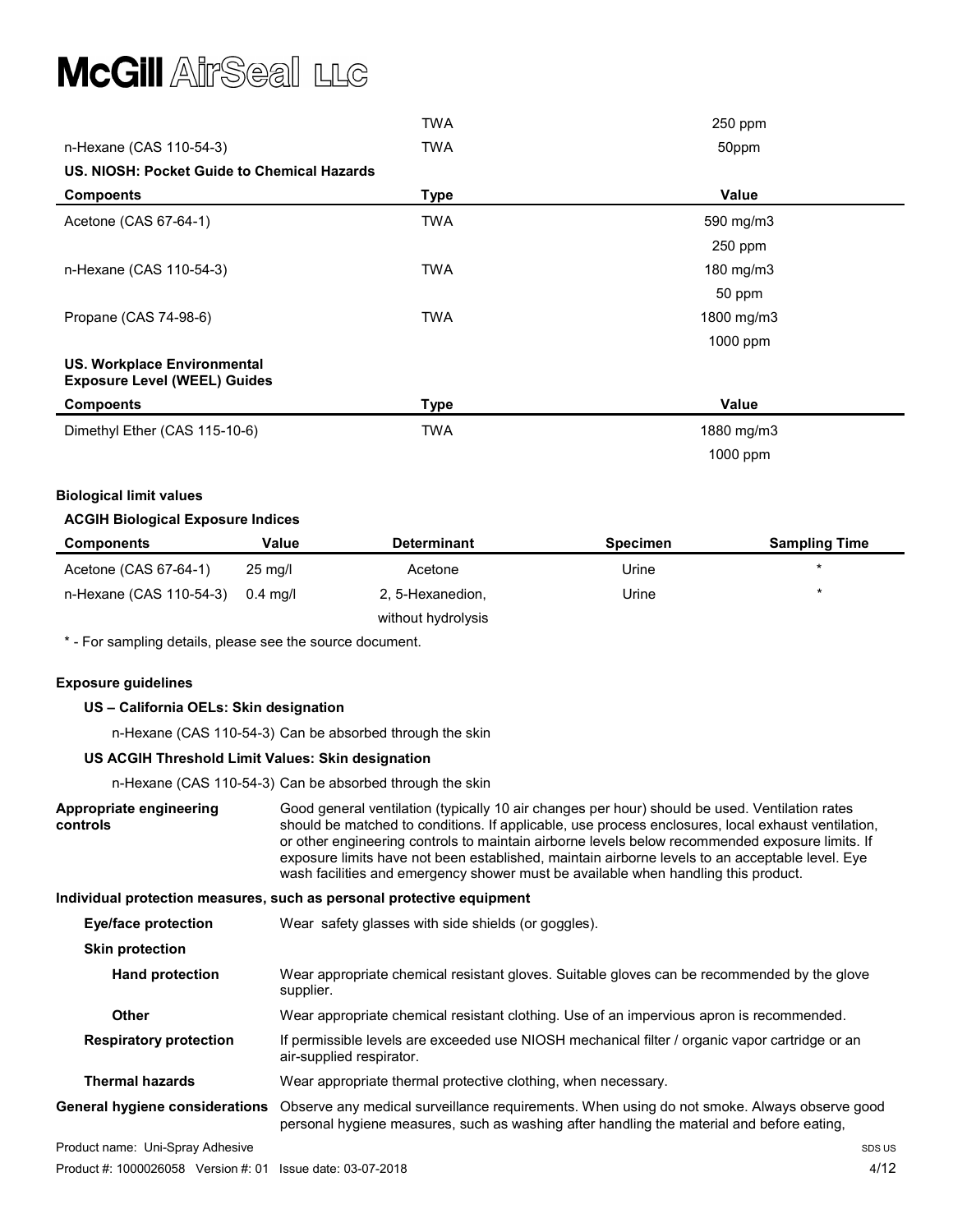| | TWA | 250 ppm |
|---|---|---|
| n-Hexane (CAS 110-54-3) | TWA | 50ppm |

**US. NIOSH: Pocket Guide to Chemical Hazards**

| Compoents | Type | Value |
|---|---|---|
| Acetone (CAS 67-64-1) | TWA | 590 mg/m3 |
| | | 250 ppm |
| n-Hexane (CAS 110-54-3) | TWA | 180 mg/m3 |
| | | 50 ppm |
| Propane (CAS 74-98-6) | TWA | 1800 mg/m3 |
| | | 1000 ppm |

**US. Workplace Environmental Exposure Level (WEEL) Guides**

| Compoents | Type | Value |
|---|---|---|
| Dimethyl Ether (CAS 115-10-6) | TWA | 1880 mg/m3 |
| | | 1000 ppm |

**Biological limit values**

**ACGIH Biological Exposure Indices**

| Components | Value | Determinant | Specimen | Sampling Time |
|---|---|---|---|---|
| Acetone (CAS 67-64-1) | 25 mg/l | Acetone | Urine | * |
| n-Hexane (CAS 110-54-3) | 0.4 mg/l | 2, 5-Hexanedion, without hydrolysis | Urine | * |

* - For sampling details, please see the source document.

**Exposure guidelines**

**US – California OELs: Skin designation**

n-Hexane (CAS 110-54-3) Can be absorbed through the skin

**US ACGIH Threshold Limit Values: Skin designation**

n-Hexane (CAS 110-54-3) Can be absorbed through the skin

**Appropriate engineering controls**

Good general ventilation (typically 10 air changes per hour) should be used. Ventilation rates should be matched to conditions. If applicable, use process enclosures, local exhaust ventilation, or other engineering controls to maintain airborne levels below recommended exposure limits. If exposure limits have not been established, maintain airborne levels to an acceptable level. Eye wash facilities and emergency shower must be available when handling this product.

**Individual protection measures, such as personal protective equipment**

**Eye/face protection**

Wear safety glasses with side shields (or goggles).

**Skin protection**

**Hand protection**

Wear appropriate chemical resistant gloves. Suitable gloves can be recommended by the glove supplier.

**Other**

Wear appropriate chemical resistant clothing. Use of an impervious apron is recommended.

**Respiratory protection**

If permissible levels are exceeded use NIOSH mechanical filter / organic vapor cartridge or an air-supplied respirator.

**Thermal hazards**

Wear appropriate thermal protective clothing, when necessary.

**General hygiene considerations**

Observe any medical surveillance requirements. When using do not smoke. Always observe good personal hygiene measures, such as washing after handling the material and before eating,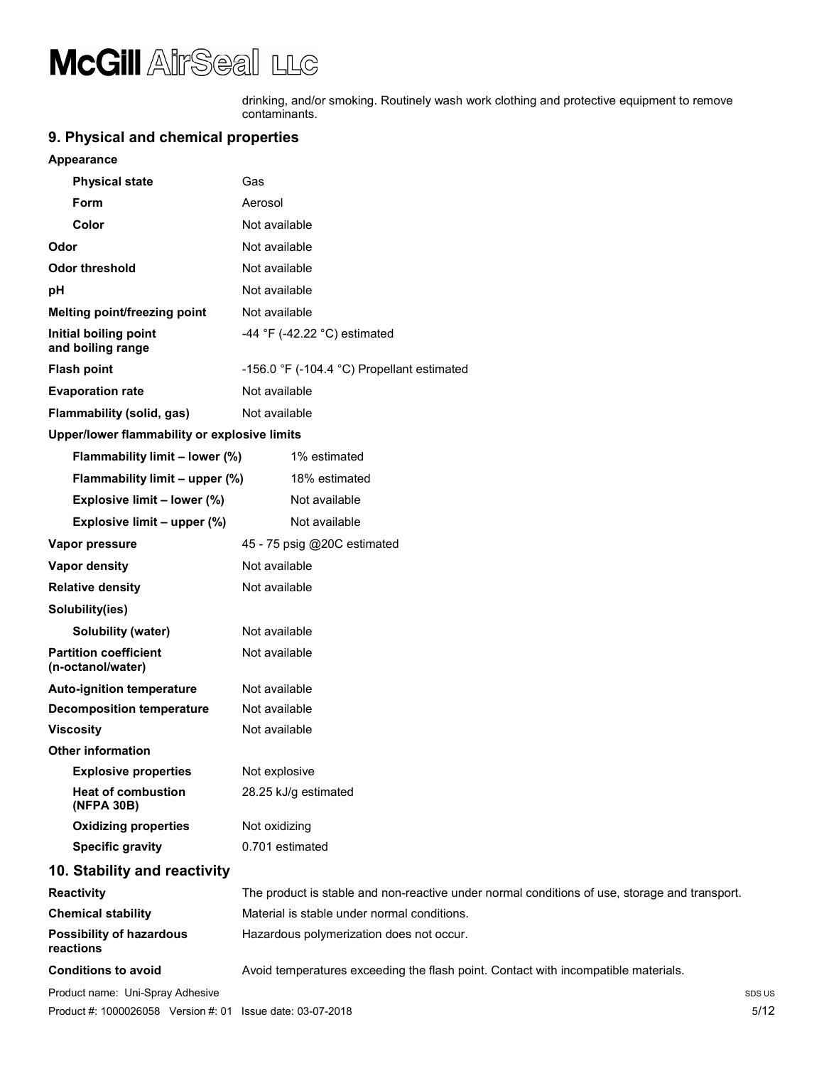drinking, and/or smoking. Routinely wash work clothing and protective equipment to remove contaminants.

## 9. Physical and chemical properties

**Appearance**

| | |
|---|---|
| **Physical state** | Gas |
| **Form** | Aerosol |
| **Color** | Not available |
| **Odor** | Not available |
| **Odor threshold** | Not available |
| **pH** | Not available |
| **Melting point/freezing point** | Not available |
| **Initial boiling point and boiling range** | -44 °F (-42.22 °C) estimated |
| **Flash point** | -156.0 °F (-104.4 °C) Propellant estimated |
| **Evaporation rate** | Not available |
| **Flammability (solid, gas)** | Not available |

**Upper/lower flammability or explosive limits**

| | |
|---|---|
| **Flammability limit – lower (%)** | 1% estimated |
| **Flammability limit – upper (%)** | 18% estimated |
| **Explosive limit – lower (%)** | Not available |
| **Explosive limit – upper (%)** | Not available |
| **Vapor pressure** | 45 - 75 psig @20C estimated |
| **Vapor density** | Not available |
| **Relative density** | Not available |

**Solubility(ies)**

| | |
|---|---|
| **Solubility (water)** | Not available |
| **Partition coefficient (n-octanol/water)** | Not available |
| **Auto-ignition temperature** | Not available |
| **Decomposition temperature** | Not available |
| **Viscosity** | Not available |

**Other information**

| | |
|---|---|
| **Explosive properties** | Not explosive |
| **Heat of combustion (NFPA 30B)** | 28.25 kJ/g estimated |
| **Oxidizing properties** | Not oxidizing |
| **Specific gravity** | 0.701 estimated |

## 10. Stability and reactivity

| | |
|---|---|
| **Reactivity** | The product is stable and non-reactive under normal conditions of use, storage and transport. |
| **Chemical stability** | Material is stable under normal conditions. |
| **Possibility of hazardous reactions** | Hazardous polymerization does not occur. |
| **Conditions to avoid** | Avoid temperatures exceeding the flash point. Contact with incompatible materials. |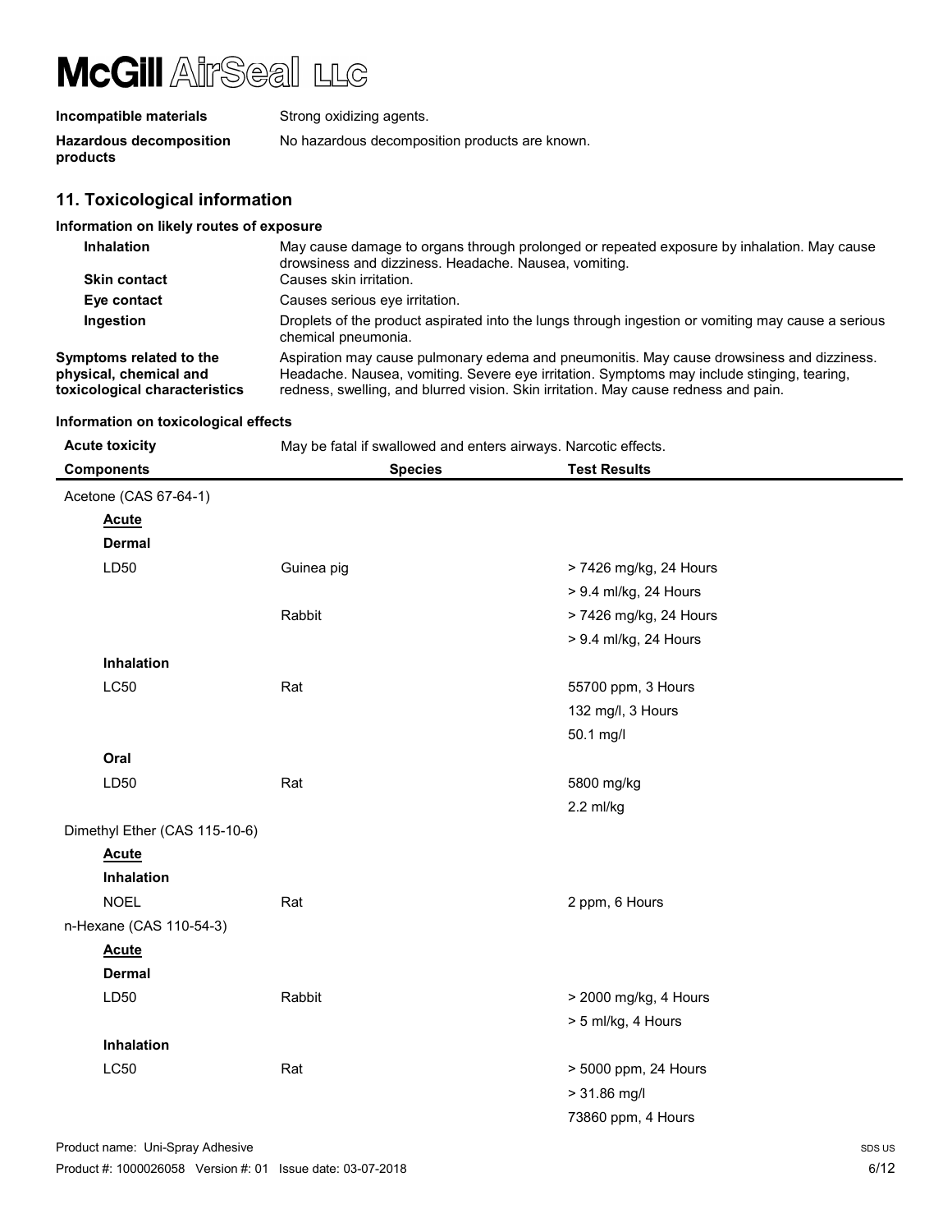| | |
|---|---|
| **Incompatible materials** | Strong oxidizing agents. |
| **Hazardous decomposition products** | No hazardous decomposition products are known. |

## 11. Toxicological information

### Information on likely routes of exposure

| | |
|---|---|
| **Inhalation** | May cause damage to organs through prolonged or repeated exposure by inhalation. May cause drowsiness and dizziness. Headache. Nausea, vomiting. |
| **Skin contact** | Causes skin irritation. |
| **Eye contact** | Causes serious eye irritation. |
| **Ingestion** | Droplets of the product aspirated into the lungs through ingestion or vomiting may cause a serious chemical pneumonia. |
| **Symptoms related to the physical, chemical and toxicological characteristics** | Aspiration may cause pulmonary edema and pneumonitis. May cause drowsiness and dizziness. Headache. Nausea, vomiting. Severe eye irritation. Symptoms may include stinging, tearing, redness, swelling, and blurred vision. Skin irritation. May cause redness and pain. |

### Information on toxicological effects

**Acute toxicity** May be fatal if swallowed and enters airways. Narcotic effects.

| Components | Species | Test Results |
|---|---|---|
| Acetone (CAS 67-64-1) | | |
| **Acute** | | |
| **Dermal** | | |
| LD50 | Guinea pig | > 7426 mg/kg, 24 Hours |
| | | > 9.4 ml/kg, 24 Hours |
| | Rabbit | > 7426 mg/kg, 24 Hours |
| | | > 9.4 ml/kg, 24 Hours |
| **Inhalation** | | |
| LC50 | Rat | 55700 ppm, 3 Hours |
| | | 132 mg/l, 3 Hours |
| | | 50.1 mg/l |
| **Oral** | | |
| LD50 | Rat | 5800 mg/kg |
| | | 2.2 ml/kg |
| Dimethyl Ether (CAS 115-10-6) | | |
| **Acute** | | |
| **Inhalation** | | |
| NOEL | Rat | 2 ppm, 6 Hours |
| n-Hexane (CAS 110-54-3) | | |
| **Acute** | | |
| **Dermal** | | |
| LD50 | Rabbit | > 2000 mg/kg, 4 Hours |
| | | > 5 ml/kg, 4 Hours |
| **Inhalation** | | |
| LC50 | Rat | > 5000 ppm, 24 Hours |
| | | > 31.86 mg/l |
| | | 73860 ppm, 4 Hours |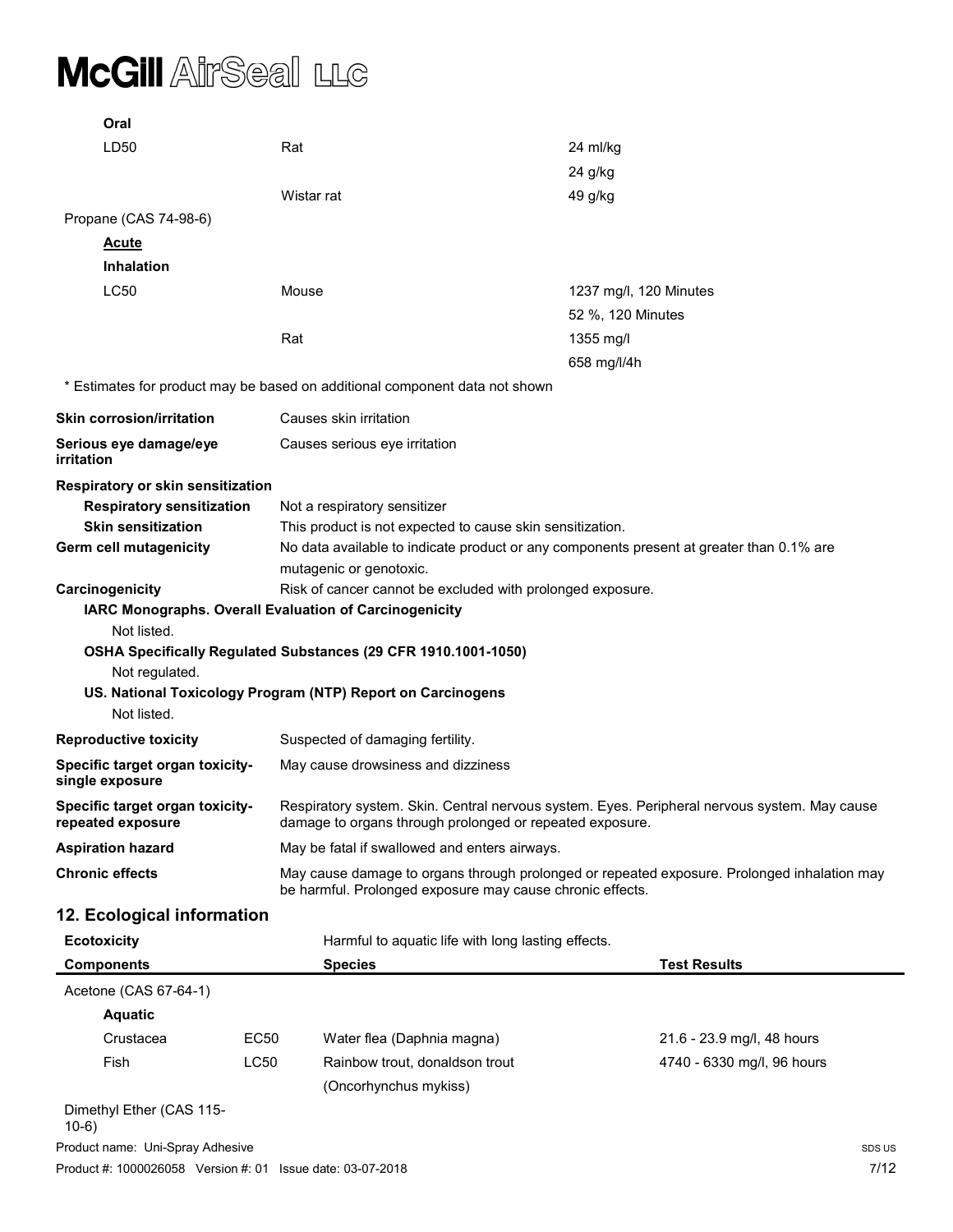| | | |
|---|---|---|
| **Oral** | | |
| LD50 | Rat | 24 ml/kg |
| | | 24 g/kg |
| | Wistar rat | 49 g/kg |
| Propane (CAS 74-98-6) | | |
| **Acute** | | |
| **Inhalation** | | |
| LC50 | Mouse | 1237 mg/l, 120 Minutes |
| | | 52 %, 120 Minutes |
| | Rat | 1355 mg/l |
| | | 658 mg/l/4h |

\* Estimates for product may be based on additional component data not shown

**Skin corrosion/irritation** Causes skin irritation

**Serious eye damage/eye irritation** Causes serious eye irritation

**Respiratory or skin sensitization**

**Respiratory sensitization** Not a respiratory sensitizer

**Skin sensitization** This product is not expected to cause skin sensitization.

**Germ cell mutagenicity** No data available to indicate product or any components present at greater than 0.1% are mutagenic or genotoxic.

**Carcinogenicity** Risk of cancer cannot be excluded with prolonged exposure.

**IARC Monographs. Overall Evaluation of Carcinogenicity**

Not listed.

**OSHA Specifically Regulated Substances (29 CFR 1910.1001-1050)**

Not regulated.

**US. National Toxicology Program (NTP) Report on Carcinogens**

Not listed.

**Reproductive toxicity** Suspected of damaging fertility.

**Specific target organ toxicity-single exposure** May cause drowsiness and dizziness

**Specific target organ toxicity-repeated exposure** Respiratory system. Skin. Central nervous system. Eyes. Peripheral nervous system. May cause damage to organs through prolonged or repeated exposure.

**Aspiration hazard** May be fatal if swallowed and enters airways.

**Chronic effects** May cause damage to organs through prolonged or repeated exposure. Prolonged inhalation may be harmful. Prolonged exposure may cause chronic effects.

## 12. Ecological information

**Ecotoxicity** Harmful to aquatic life with long lasting effects.

| **Components** | | **Species** | **Test Results** |
|---|---|---|---|
| Acetone (CAS 67-64-1) | | | |
| **Aquatic** | | | |
| Crustacea | EC50 | Water flea (Daphnia magna) | 21.6 - 23.9 mg/l, 48 hours |
| Fish | LC50 | Rainbow trout, donaldson trout (Oncorhynchus mykiss) | 4740 - 6330 mg/l, 96 hours |
| Dimethyl Ether (CAS 115-10-6) | | | |

Product name: Uni-Spray Adhesive

Product #: 1000026058 Version #: 01 Issue date: 03-07-2018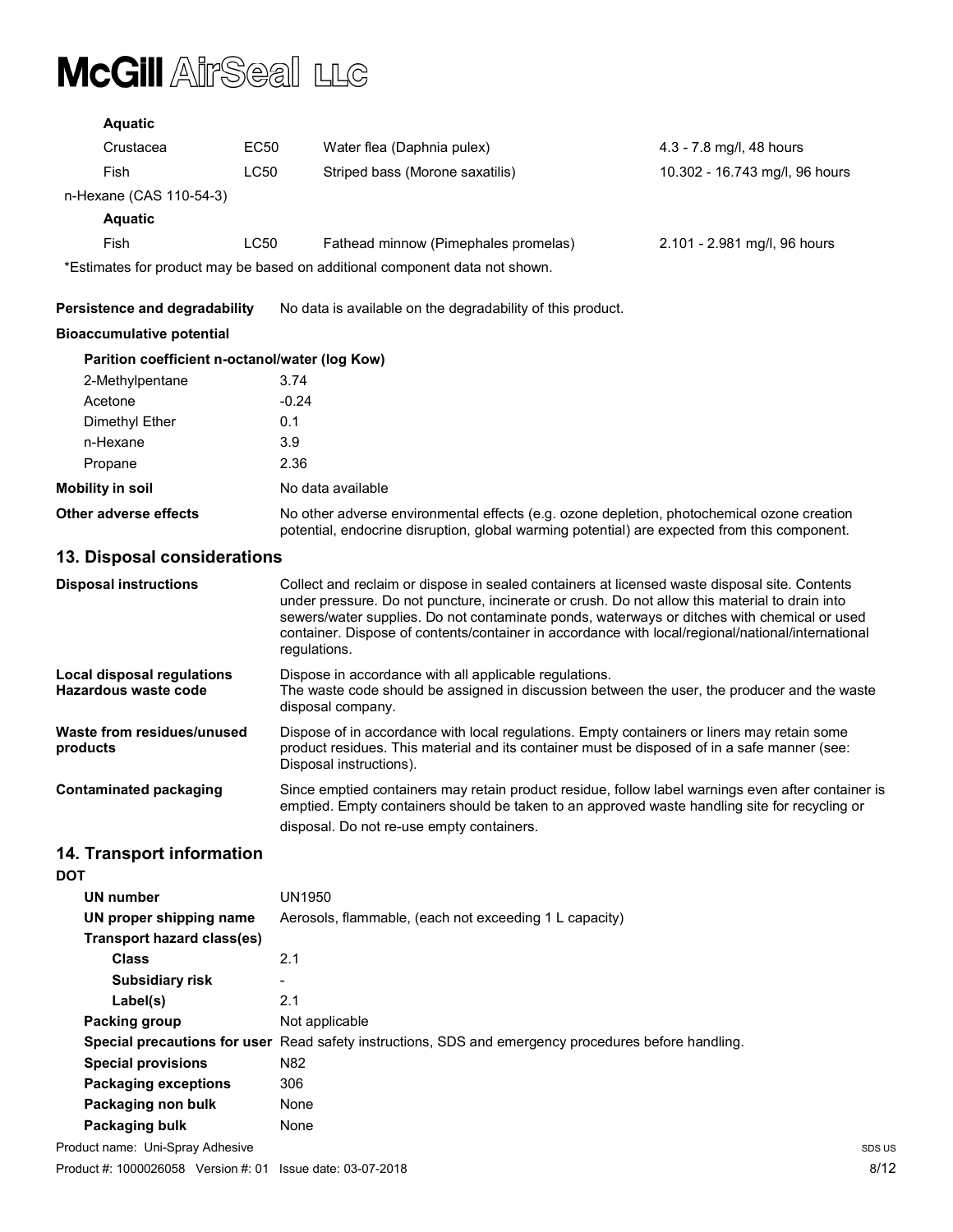**Aquatic**

| | | | |
|---|---|---|---|
| Crustacea | EC50 | Water flea (Daphnia pulex) | 4.3 - 7.8 mg/l, 48 hours |
| Fish | LC50 | Striped bass (Morone saxatilis) | 10.302 - 16.743 mg/l, 96 hours |

n-Hexane (CAS 110-54-3)

**Aquatic**

| | | | |
|---|---|---|---|
| Fish | LC50 | Fathead minnow (Pimephales promelas) | 2.101 - 2.981 mg/l, 96 hours |

*Estimates for product may be based on additional component data not shown.

**Persistence and degradability** No data is available on the degradability of this product.

**Bioaccumulative potential**

**Parition coefficient n-octanol/water (log Kow)**

| | |
|---|---|
| 2-Methylpentane | 3.74 |
| Acetone | -0.24 |
| Dimethyl Ether | 0.1 |
| n-Hexane | 3.9 |
| Propane | 2.36 |

**Mobility in soil** No data available

**Other adverse effects** No other adverse environmental effects (e.g. ozone depletion, photochemical ozone creation potential, endocrine disruption, global warming potential) are expected from this component.

## 13. Disposal considerations

**Disposal instructions** Collect and reclaim or dispose in sealed containers at licensed waste disposal site. Contents under pressure. Do not puncture, incinerate or crush. Do not allow this material to drain into sewers/water supplies. Do not contaminate ponds, waterways or ditches with chemical or used container. Dispose of contents/container in accordance with local/regional/national/international regulations.

**Local disposal regulations** Dispose in accordance with all applicable regulations.

**Hazardous waste code** The waste code should be assigned in discussion between the user, the producer and the waste disposal company.

**Waste from residues/unused products** Dispose of in accordance with local regulations. Empty containers or liners may retain some product residues. This material and its container must be disposed of in a safe manner (see: Disposal instructions).

**Contaminated packaging** Since emptied containers may retain product residue, follow label warnings even after container is emptied. Empty containers should be taken to an approved waste handling site for recycling or disposal. Do not re-use empty containers.

## 14. Transport information

**DOT**

| | |
|---|---|
| **UN number** | UN1950 |
| **UN proper shipping name** | Aerosols, flammable, (each not exceeding 1 L capacity) |
| **Transport hazard class(es)** | |
| **Class** | 2.1 |
| **Subsidiary risk** | - |
| **Label(s)** | 2.1 |
| **Packing group** | Not applicable |
| **Special precautions for user** | Read safety instructions, SDS and emergency procedures before handling. |
| **Special provisions** | N82 |
| **Packaging exceptions** | 306 |
| **Packaging non bulk** | None |
| **Packaging bulk** | None |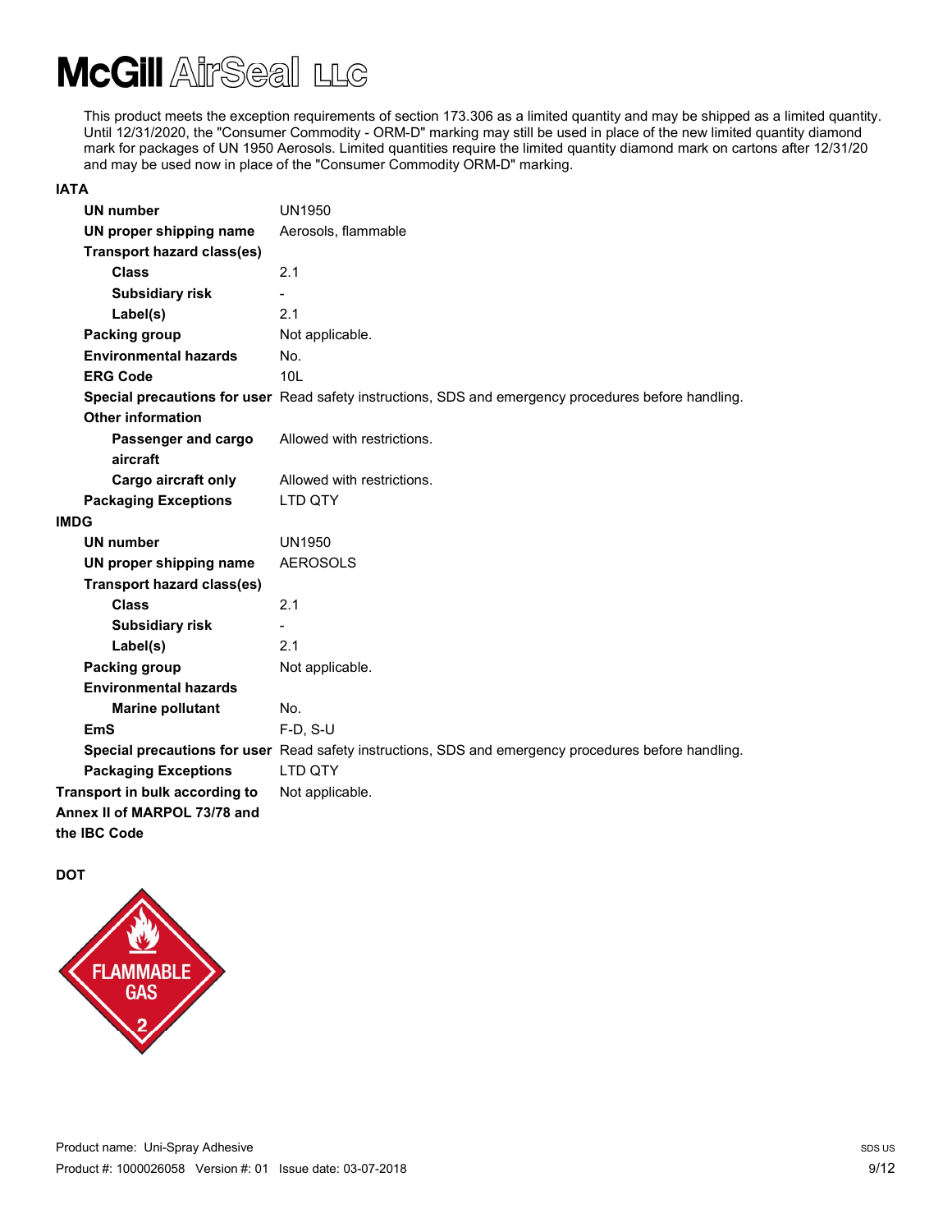This product meets the exception requirements of section 173.306 as a limited quantity and may be shipped as a limited quantity. Until 12/31/2020, the "Consumer Commodity - ORM-D" marking may still be used in place of the new limited quantity diamond mark for packages of UN 1950 Aerosols. Limited quantities require the limited quantity diamond mark on cartons after 12/31/20 and may be used now in place of the "Consumer Commodity ORM-D" marking.

**IATA**

**UN number** UN1950

**UN proper shipping name** Aerosols, flammable

**Transport hazard class(es)**

- **Class** 2.1
- **Subsidiary risk** -
- **Label(s)** 2.1

**Packing group** Not applicable.

**Environmental hazards** No.

**ERG Code** 10L

**Special precautions for user** Read safety instructions, SDS and emergency procedures before handling.

**Other information**

- **Passenger and cargo aircraft** Allowed with restrictions.
- **Cargo aircraft only** Allowed with restrictions.

**Packaging Exceptions** LTD QTY

**IMDG**

**UN number** UN1950

**UN proper shipping name** AEROSOLS

**Transport hazard class(es)**

- **Class** 2.1
- **Subsidiary risk** -
- **Label(s)** 2.1

**Packing group** Not applicable.

**Environmental hazards**

- **Marine pollutant** No.

**EmS** F-D, S-U

**Special precautions for user** Read safety instructions, SDS and emergency procedures before handling.

**Packaging Exceptions** LTD QTY

**Transport in bulk according to Annex II of MARPOL 73/78 and the IBC Code** Not applicable.

**DOT**

FLAMMABLE GAS 2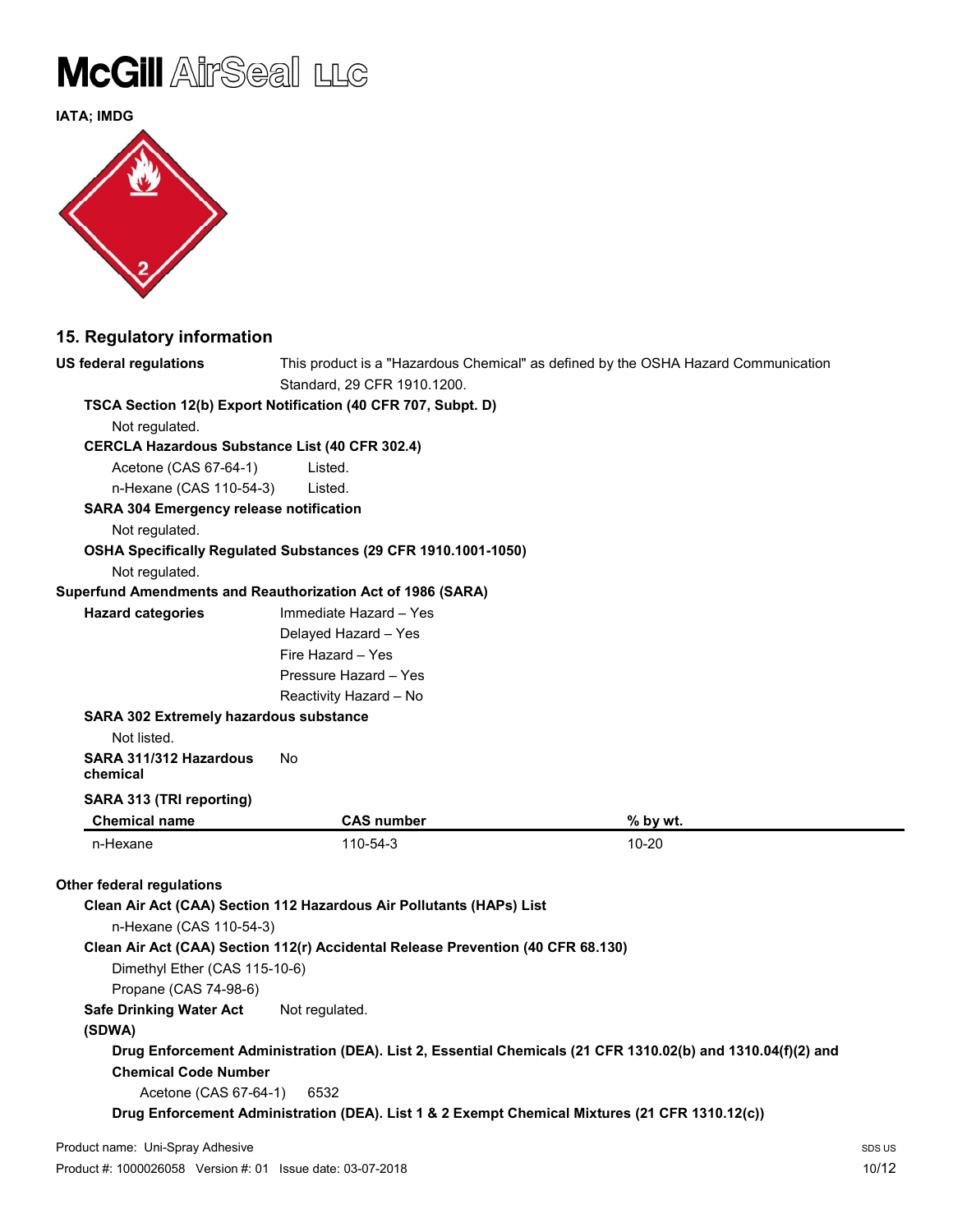**IATA; IMDG**

## 15. Regulatory information

**US federal regulations** This product is a "Hazardous Chemical" as defined by the OSHA Hazard Communication Standard, 29 CFR 1910.1200.

**TSCA Section 12(b) Export Notification (40 CFR 707, Subpt. D)**

Not regulated.

**CERCLA Hazardous Substance List (40 CFR 302.4)**

Acetone (CAS 67-64-1) Listed.

n-Hexane (CAS 110-54-3) Listed.

**SARA 304 Emergency release notification**

Not regulated.

**OSHA Specifically Regulated Substances (29 CFR 1910.1001-1050)**

Not regulated.

**Superfund Amendments and Reauthorization Act of 1986 (SARA)**

**Hazard categories**

- Immediate Hazard – Yes
- Delayed Hazard – Yes
- Fire Hazard – Yes
- Pressure Hazard – Yes
- Reactivity Hazard – No

**SARA 302 Extremely hazardous substance**

Not listed.

**SARA 311/312 Hazardous chemical** No

**SARA 313 (TRI reporting)**

| Chemical name | CAS number | % by wt. |
|---|---|---|
| n-Hexane | 110-54-3 | 10-20 |

**Other federal regulations**

**Clean Air Act (CAA) Section 112 Hazardous Air Pollutants (HAPs) List**

n-Hexane (CAS 110-54-3)

**Clean Air Act (CAA) Section 112(r) Accidental Release Prevention (40 CFR 68.130)**

Dimethyl Ether (CAS 115-10-6)

Propane (CAS 74-98-6)

**Safe Drinking Water Act (SDWA)** Not regulated.

**Drug Enforcement Administration (DEA). List 2, Essential Chemicals (21 CFR 1310.02(b) and 1310.04(f)(2) and Chemical Code Number**

Acetone (CAS 67-64-1) 6532

**Drug Enforcement Administration (DEA). List 1 & 2 Exempt Chemical Mixtures (21 CFR 1310.12(c))**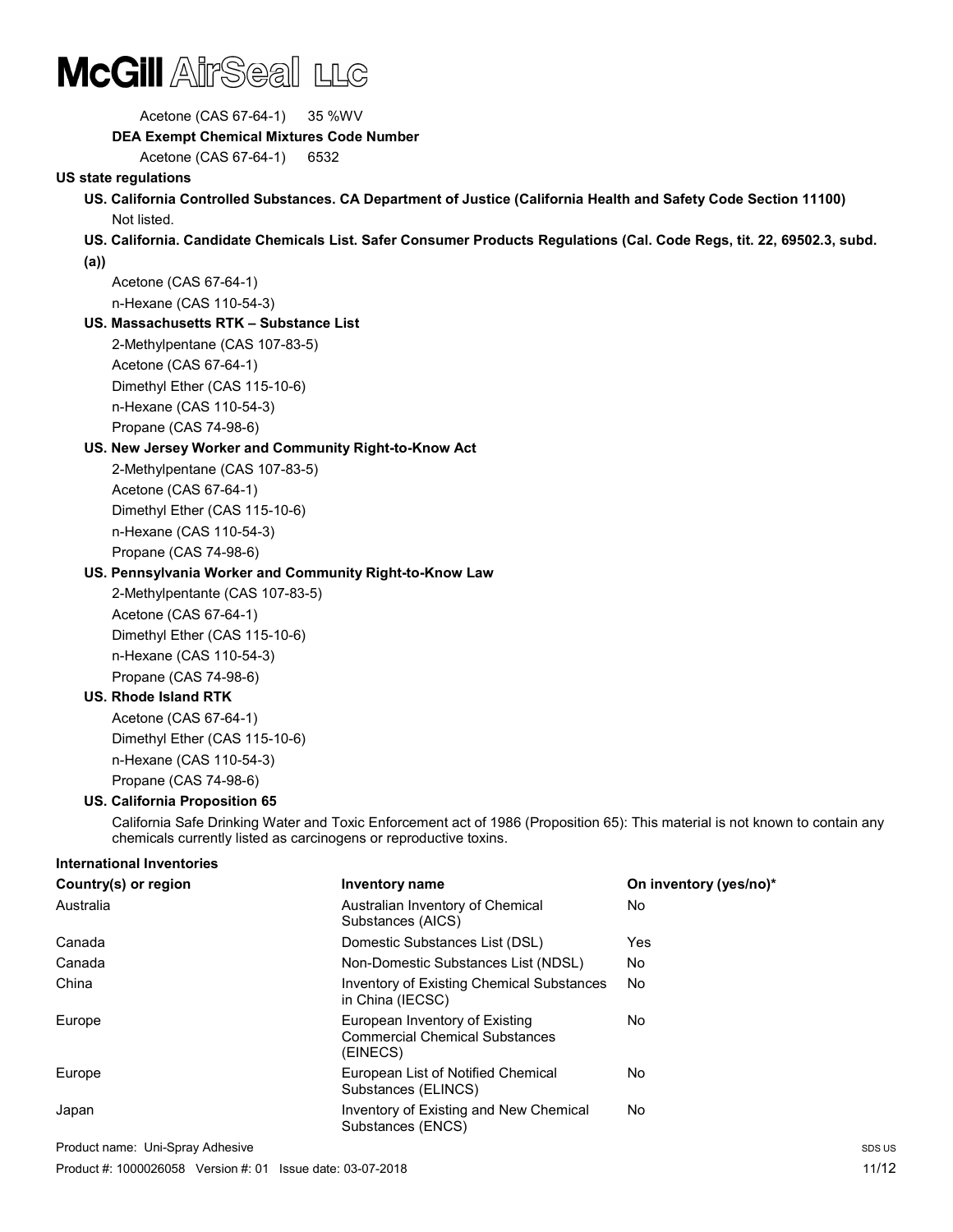Acetone (CAS 67-64-1) 35 %WV

**DEA Exempt Chemical Mixtures Code Number**

Acetone (CAS 67-64-1) 6532

**US state regulations**

**US. California Controlled Substances. CA Department of Justice (California Health and Safety Code Section 11100)**

Not listed.

**US. California. Candidate Chemicals List. Safer Consumer Products Regulations (Cal. Code Regs, tit. 22, 69502.3, subd. (a))**

Acetone (CAS 67-64-1)
n-Hexane (CAS 110-54-3)

**US. Massachusetts RTK – Substance List**

2-Methylpentane (CAS 107-83-5)
Acetone (CAS 67-64-1)
Dimethyl Ether (CAS 115-10-6)
n-Hexane (CAS 110-54-3)
Propane (CAS 74-98-6)

**US. New Jersey Worker and Community Right-to-Know Act**

2-Methylpentane (CAS 107-83-5)
Acetone (CAS 67-64-1)
Dimethyl Ether (CAS 115-10-6)
n-Hexane (CAS 110-54-3)
Propane (CAS 74-98-6)

**US. Pennsylvania Worker and Community Right-to-Know Law**

2-Methylpentante (CAS 107-83-5)
Acetone (CAS 67-64-1)
Dimethyl Ether (CAS 115-10-6)
n-Hexane (CAS 110-54-3)
Propane (CAS 74-98-6)

**US. Rhode Island RTK**

Acetone (CAS 67-64-1)
Dimethyl Ether (CAS 115-10-6)
n-Hexane (CAS 110-54-3)
Propane (CAS 74-98-6)

**US. California Proposition 65**

California Safe Drinking Water and Toxic Enforcement act of 1986 (Proposition 65): This material is not known to contain any chemicals currently listed as carcinogens or reproductive toxins.

**International Inventories**

| Country(s) or region | Inventory name | On inventory (yes/no)* |
| --- | --- | --- |
| Australia | Australian Inventory of Chemical Substances (AICS) | No |
| Canada | Domestic Substances List (DSL) | Yes |
| Canada | Non-Domestic Substances List (NDSL) | No |
| China | Inventory of Existing Chemical Substances in China (IECSC) | No |
| Europe | European Inventory of Existing Commercial Chemical Substances (EINECS) | No |
| Europe | European List of Notified Chemical Substances (ELINCS) | No |
| Japan | Inventory of Existing and New Chemical Substances (ENCS) | No |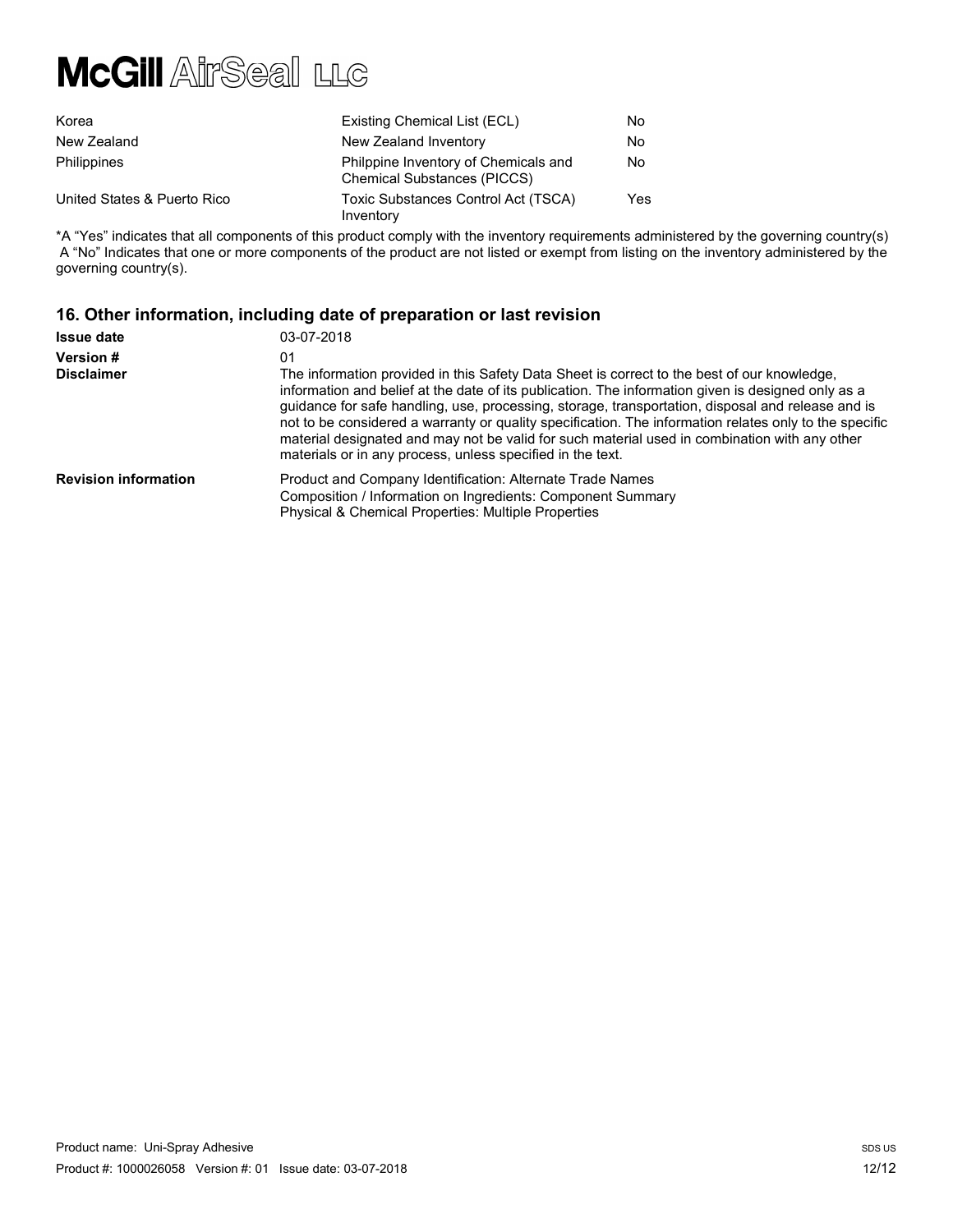| | | |
|---|---|---|
| Korea | Existing Chemical List (ECL) | No |
| New Zealand | New Zealand Inventory | No |
| Philippines | Philppine Inventory of Chemicals and Chemical Substances (PICCS) | No |
| United States & Puerto Rico | Toxic Substances Control Act (TSCA) Inventory | Yes |

*A "Yes" indicates that all components of this product comply with the inventory requirements administered by the governing country(s)
A "No" Indicates that one or more components of the product are not listed or exempt from listing on the inventory administered by the governing country(s).

## 16. Other information, including date of preparation or last revision

**Issue date** 03-07-2018

**Version #** 01

**Disclaimer** The information provided in this Safety Data Sheet is correct to the best of our knowledge, information and belief at the date of its publication. The information given is designed only as a guidance for safe handling, use, processing, storage, transportation, disposal and release and is not to be considered a warranty or quality specification. The information relates only to the specific material designated and may not be valid for such material used in combination with any other materials or in any process, unless specified in the text.

**Revision information** Product and Company Identification: Alternate Trade Names
Composition / Information on Ingredients: Component Summary
Physical & Chemical Properties: Multiple Properties